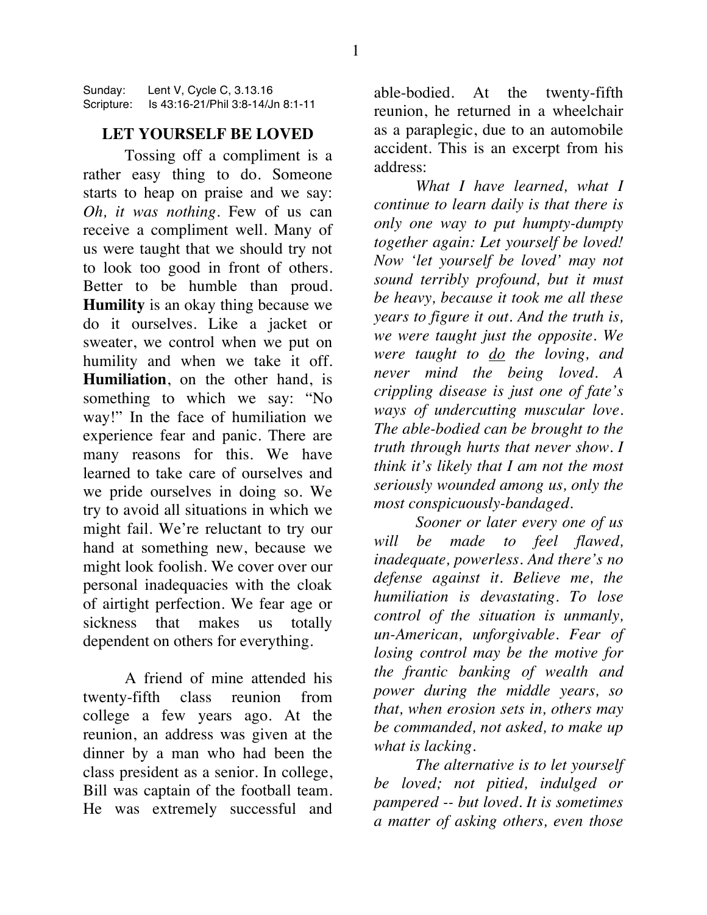Sunday: Lent V, Cycle C, 3.13.16
Scripture: Is 43:16-21/Phil 3:8-14/Jn 8:1-11

# LET YOURSELF BE LOVED

Tossing off a compliment is a rather easy thing to do. Someone starts to heap on praise and we say: *Oh, it was nothing*. Few of us can receive a compliment well. Many of us were taught that we should try not to look too good in front of others. Better to be humble than proud. **Humility** is an okay thing because we do it ourselves. Like a jacket or sweater, we control when we put on humility and when we take it off. **Humiliation**, on the other hand, is something to which we say: "No way!" In the face of humiliation we experience fear and panic. There are many reasons for this. We have learned to take care of ourselves and we pride ourselves in doing so. We try to avoid all situations in which we might fail. We're reluctant to try our hand at something new, because we might look foolish. We cover over our personal inadequacies with the cloak of airtight perfection. We fear age or sickness that makes us totally dependent on others for everything.

A friend of mine attended his twenty-fifth class reunion from college a few years ago. At the reunion, an address was given at the dinner by a man who had been the class president as a senior. In college, Bill was captain of the football team. He was extremely successful and able-bodied. At the twenty-fifth reunion, he returned in a wheelchair as a paraplegic, due to an automobile accident. This is an excerpt from his address:

*What I have learned, what I continue to learn daily is that there is only one way to put humpty-dumpty together again: Let yourself be loved! Now 'let yourself be loved' may not sound terribly profound, but it must be heavy, because it took me all these years to figure it out. And the truth is, we were taught just the opposite. We were taught to* <u>*do*</u> *the loving, and never mind the being loved. A crippling disease is just one of fate's ways of undercutting muscular love. The able-bodied can be brought to the truth through hurts that never show. I think it's likely that I am not the most seriously wounded among us, only the most conspicuously-bandaged.*

*Sooner or later every one of us will be made to feel flawed, inadequate, powerless. And there's no defense against it. Believe me, the humiliation is devastating. To lose control of the situation is unmanly, un-American, unforgivable. Fear of losing control may be the motive for the frantic banking of wealth and power during the middle years, so that, when erosion sets in, others may be commanded, not asked, to make up what is lacking.*

*The alternative is to let yourself be loved; not pitied, indulged or pampered -- but loved. It is sometimes a matter of asking others, even those*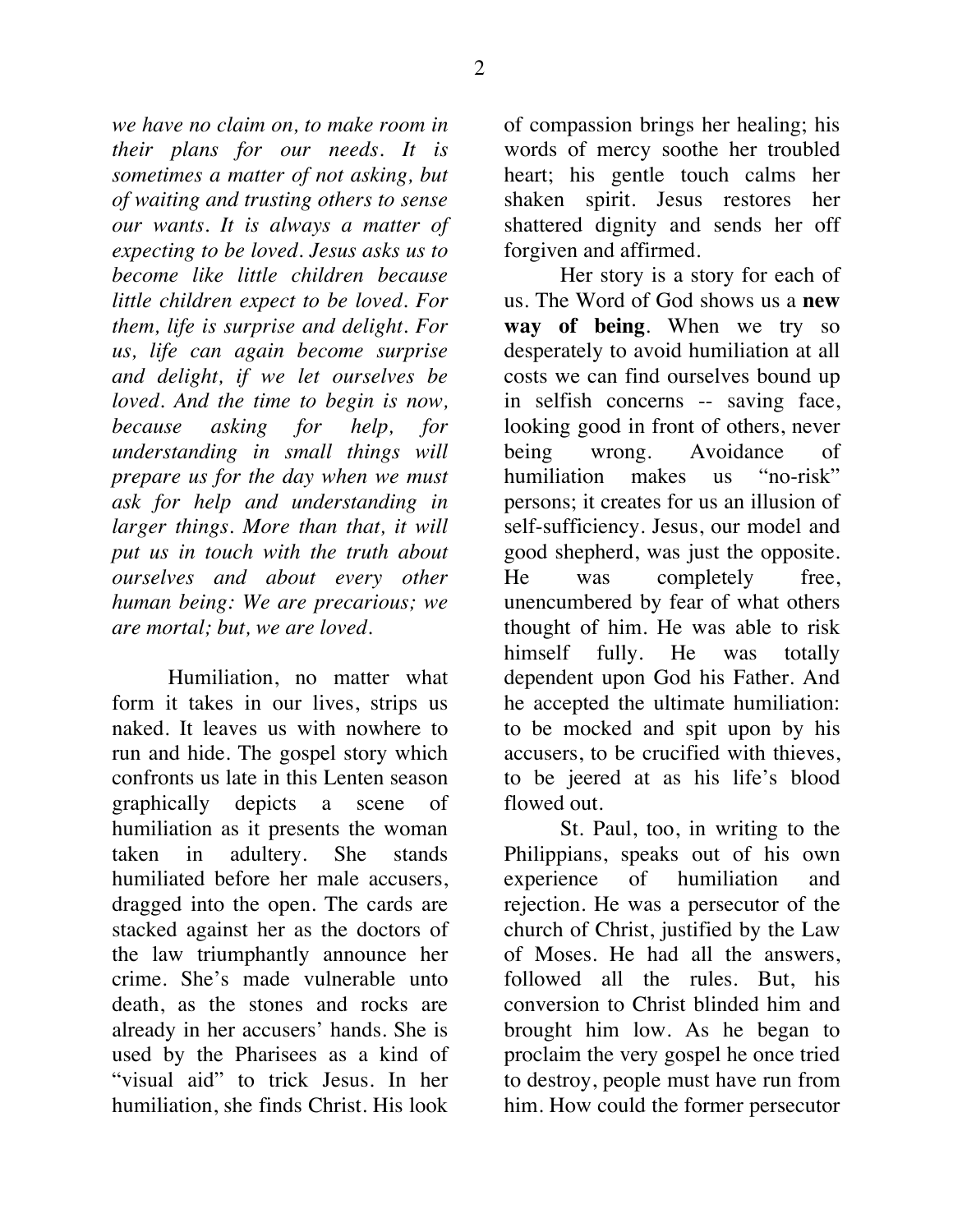*we have no claim on, to make room in their plans for our needs. It is sometimes a matter of not asking, but of waiting and trusting others to sense our wants. It is always a matter of expecting to be loved. Jesus asks us to become like little children because little children expect to be loved. For them, life is surprise and delight. For us, life can again become surprise and delight, if we let ourselves be loved. And the time to begin is now, because asking for help, for understanding in small things will prepare us for the day when we must ask for help and understanding in larger things. More than that, it will put us in touch with the truth about ourselves and about every other human being: We are precarious; we are mortal; but, we are loved.*

Humiliation, no matter what form it takes in our lives, strips us naked. It leaves us with nowhere to run and hide. The gospel story which confronts us late in this Lenten season graphically depicts a scene of humiliation as it presents the woman taken in adultery. She stands humiliated before her male accusers, dragged into the open. The cards are stacked against her as the doctors of the law triumphantly announce her crime. She's made vulnerable unto death, as the stones and rocks are already in her accusers' hands. She is used by the Pharisees as a kind of "visual aid" to trick Jesus. In her humiliation, she finds Christ. His look of compassion brings her healing; his words of mercy soothe her troubled heart; his gentle touch calms her shaken spirit. Jesus restores her shattered dignity and sends her off forgiven and affirmed.

Her story is a story for each of us. The Word of God shows us a **new way of being**. When we try so desperately to avoid humiliation at all costs we can find ourselves bound up in selfish concerns -- saving face, looking good in front of others, never being wrong. Avoidance of humiliation makes us "no-risk" persons; it creates for us an illusion of self-sufficiency. Jesus, our model and good shepherd, was just the opposite. He was completely free, unencumbered by fear of what others thought of him. He was able to risk himself fully. He was totally dependent upon God his Father. And he accepted the ultimate humiliation: to be mocked and spit upon by his accusers, to be crucified with thieves, to be jeered at as his life's blood flowed out.

St. Paul, too, in writing to the Philippians, speaks out of his own experience of humiliation and rejection. He was a persecutor of the church of Christ, justified by the Law of Moses. He had all the answers, followed all the rules. But, his conversion to Christ blinded him and brought him low. As he began to proclaim the very gospel he once tried to destroy, people must have run from him. How could the former persecutor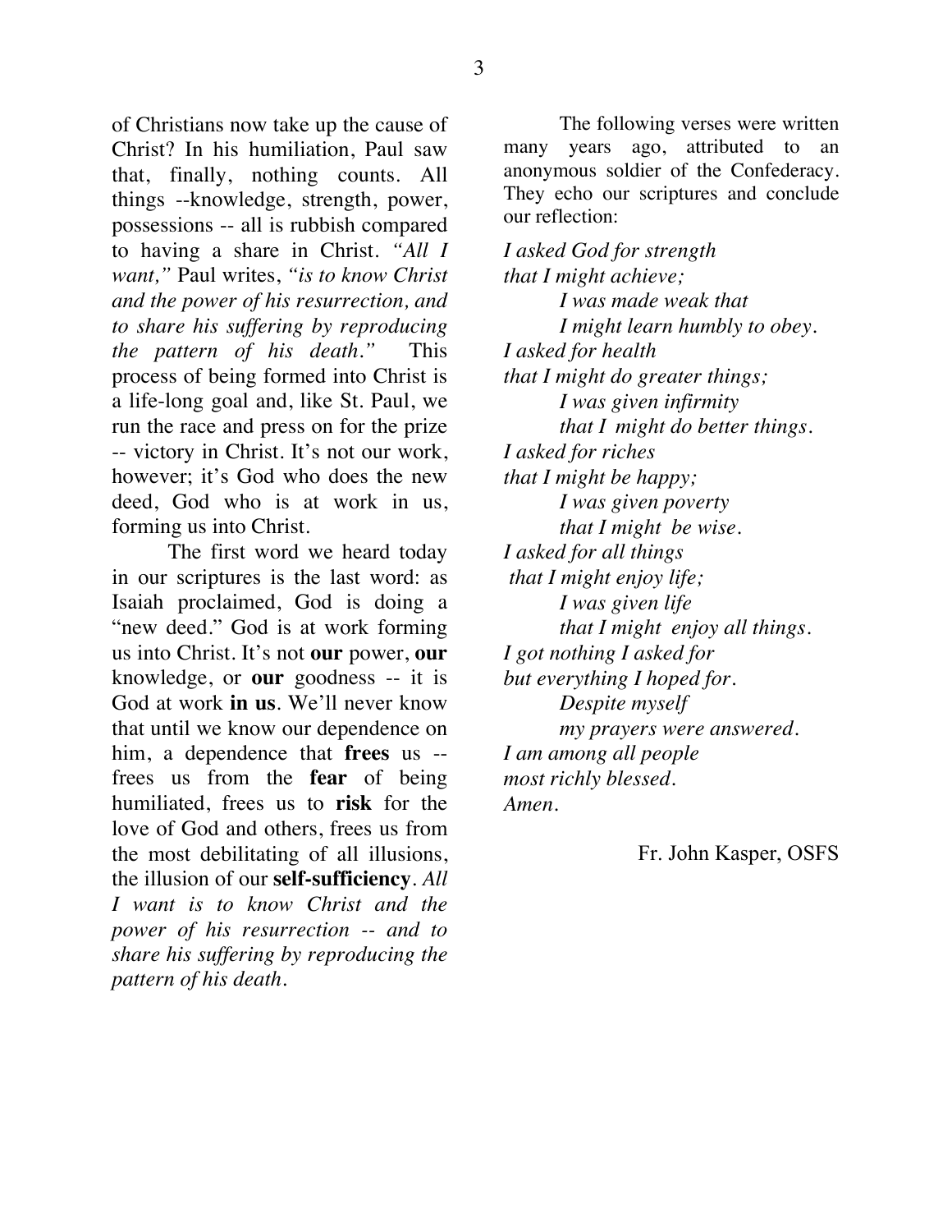of Christians now take up the cause of Christ? In his humiliation, Paul saw that, finally, nothing counts. All things --knowledge, strength, power, possessions -- all is rubbish compared to having a share in Christ. *"All I want,"* Paul writes, *"is to know Christ and the power of his resurrection, and to share his suffering by reproducing the pattern of his death."* This process of being formed into Christ is a life-long goal and, like St. Paul, we run the race and press on for the prize -- victory in Christ. It's not our work, however; it's God who does the new deed, God who is at work in us, forming us into Christ.

The first word we heard today in our scriptures is the last word: as Isaiah proclaimed, God is doing a "new deed." God is at work forming us into Christ. It's not **our** power, **our** knowledge, or **our** goodness -- it is God at work **in us**. We'll never know that until we know our dependence on him, a dependence that **frees** us -- frees us from the **fear** of being humiliated, frees us to **risk** for the love of God and others, frees us from the most debilitating of all illusions, the illusion of our **self-sufficiency**. *All I want is to know Christ and the power of his resurrection -- and to share his suffering by reproducing the pattern of his death.*

The following verses were written many years ago, attributed to an anonymous soldier of the Confederacy. They echo our scriptures and conclude our reflection:

*I asked God for strength*
*that I might achieve;*
*I was made weak that*
*I might learn humbly to obey.*
*I asked for health*
*that I might do greater things;*
*I was given infirmity*
*that I might do better things.*
*I asked for riches*
*that I might be happy;*
*I was given poverty*
*that I might be wise.*
*I asked for all things*
*that I might enjoy life;*
*I was given life*
*that I might enjoy all things.*
*I got nothing I asked for*
*but everything I hoped for.*
*Despite myself*
*my prayers were answered.*
*I am among all people*
*most richly blessed.*
*Amen.*

Fr. John Kasper, OSFS